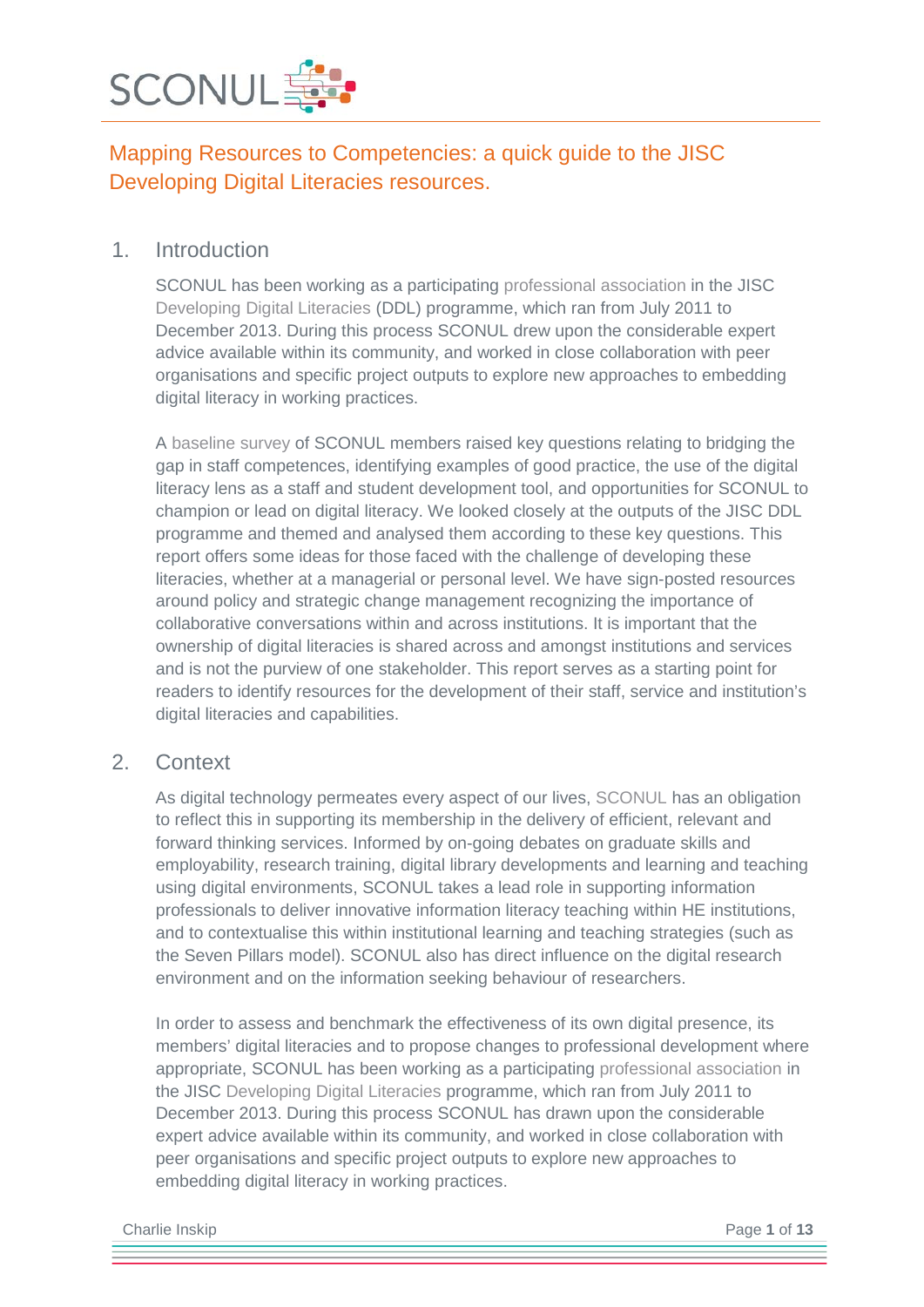SCONUL

# Mapping Resources to Competencies: a quick guide to the JISC Developing Digital Literacies resources.

## 1. Introduction

SCONUL has been working as a participating professional association in the JISC Developing Digital Literacies (DDL) programme, which ran from July 2011 to December 2013. During this process SCONUL drew upon the considerable expert advice available within its community, and worked in close collaboration with peer organisations and specific project outputs to explore new approaches to embedding digital literacy in working practices.

A baseline survey of SCONUL members raised key questions relating to bridging the gap in staff competences, identifying examples of good practice, the use of the digital literacy lens as a staff and student development tool, and opportunities for SCONUL to champion or lead on digital literacy. We looked closely at the outputs of the JISC DDL programme and themed and analysed them according to these key questions. This report offers some ideas for those faced with the challenge of developing these literacies, whether at a managerial or personal level. We have sign-posted resources around policy and strategic change management recognizing the importance of collaborative conversations within and across institutions. It is important that the ownership of digital literacies is shared across and amongst institutions and services and is not the purview of one stakeholder. This report serves as a starting point for readers to identify resources for the development of their staff, service and institution's digital literacies and capabilities.

## 2. Context

As digital technology permeates every aspect of our lives, SCONUL has an obligation to reflect this in supporting its membership in the delivery of efficient, relevant and forward thinking services. Informed by on-going debates on graduate skills and employability, research training, digital library developments and learning and teaching using digital environments, SCONUL takes a lead role in supporting information professionals to deliver innovative information literacy teaching within HE institutions, and to contextualise this within institutional learning and teaching strategies (such as the Seven Pillars model). SCONUL also has direct influence on the digital research environment and on the information seeking behaviour of researchers.

In order to assess and benchmark the effectiveness of its own digital presence, its members' digital literacies and to propose changes to professional development where appropriate, SCONUL has been working as a participating professional association in the JISC Developing Digital Literacies programme, which ran from July 2011 to December 2013. During this process SCONUL has drawn upon the considerable expert advice available within its community, and worked in close collaboration with peer organisations and specific project outputs to explore new approaches to embedding digital literacy in working practices.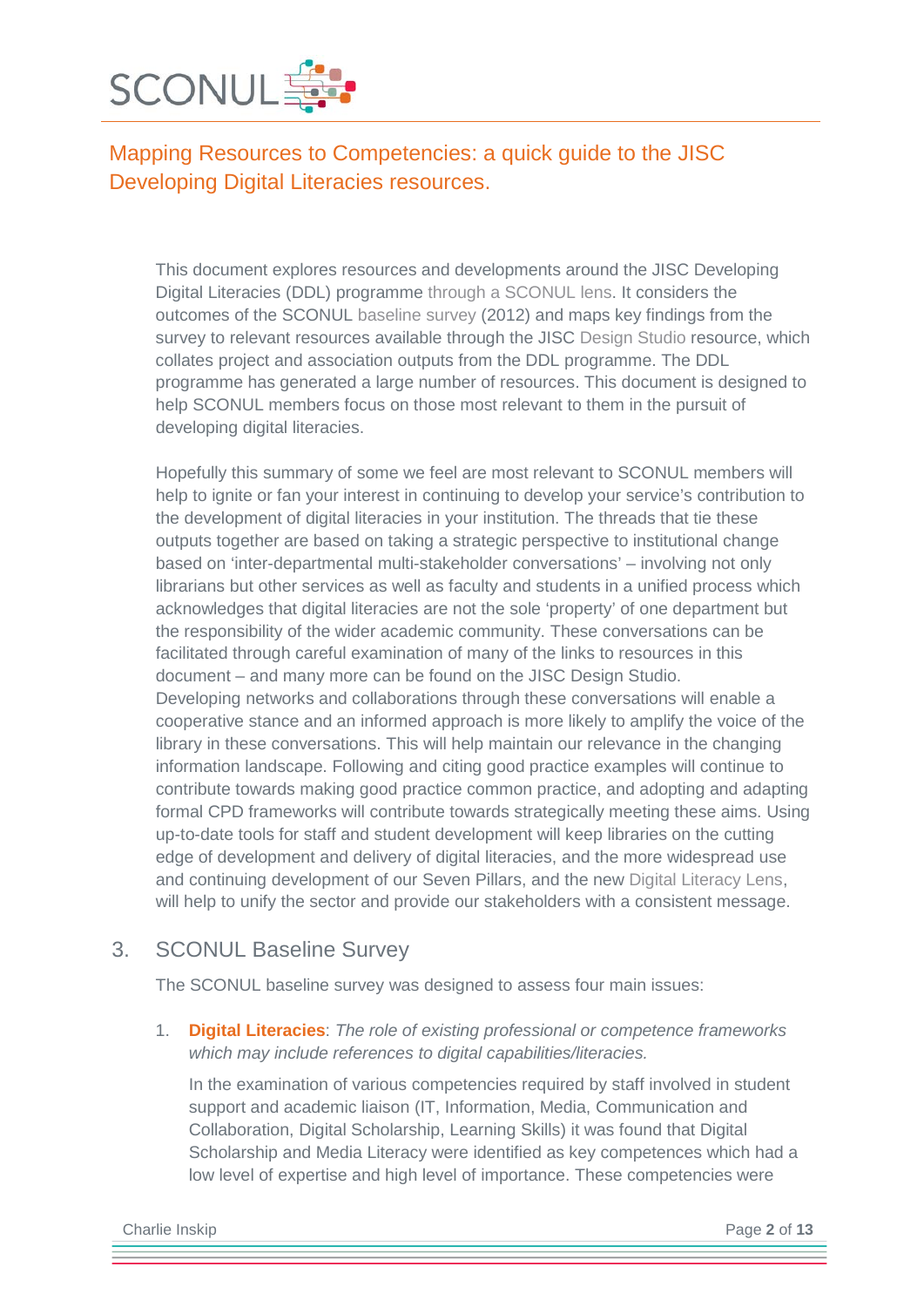# Mapping Resources to Competencies: a quick guide to the JISC Developing Digital Literacies resources.

This document explores resources and developments around the JISC Developing Digital Literacies (DDL) programme through a SCONUL lens. It considers the outcomes of the SCONUL baseline survey (2012) and maps key findings from the survey to relevant resources available through the JISC Design Studio resource, which collates project and association outputs from the DDL programme. The DDL programme has generated a large number of resources. This document is designed to help SCONUL members focus on those most relevant to them in the pursuit of developing digital literacies.

Hopefully this summary of some we feel are most relevant to SCONUL members will help to ignite or fan your interest in continuing to develop your service's contribution to the development of digital literacies in your institution. The threads that tie these outputs together are based on taking a strategic perspective to institutional change based on 'inter-departmental multi-stakeholder conversations' – involving not only librarians but other services as well as faculty and students in a unified process which acknowledges that digital literacies are not the sole 'property' of one department but the responsibility of the wider academic community. These conversations can be facilitated through careful examination of many of the links to resources in this document – and many more can be found on the JISC Design Studio. Developing networks and collaborations through these conversations will enable a cooperative stance and an informed approach is more likely to amplify the voice of the library in these conversations. This will help maintain our relevance in the changing information landscape. Following and citing good practice examples will continue to contribute towards making good practice common practice, and adopting and adapting formal CPD frameworks will contribute towards strategically meeting these aims. Using up-to-date tools for staff and student development will keep libraries on the cutting edge of development and delivery of digital literacies, and the more widespread use and continuing development of our Seven Pillars, and the new Digital Literacy Lens, will help to unify the sector and provide our stakeholders with a consistent message.

## 3. SCONUL Baseline Survey

The SCONUL baseline survey was designed to assess four main issues:

1. **Digital Literacies**: *The role of existing professional or competence frameworks which may include references to digital capabilities/literacies.*

   In the examination of various competencies required by staff involved in student support and academic liaison (IT, Information, Media, Communication and Collaboration, Digital Scholarship, Learning Skills) it was found that Digital Scholarship and Media Literacy were identified as key competences which had a low level of expertise and high level of importance. These competencies were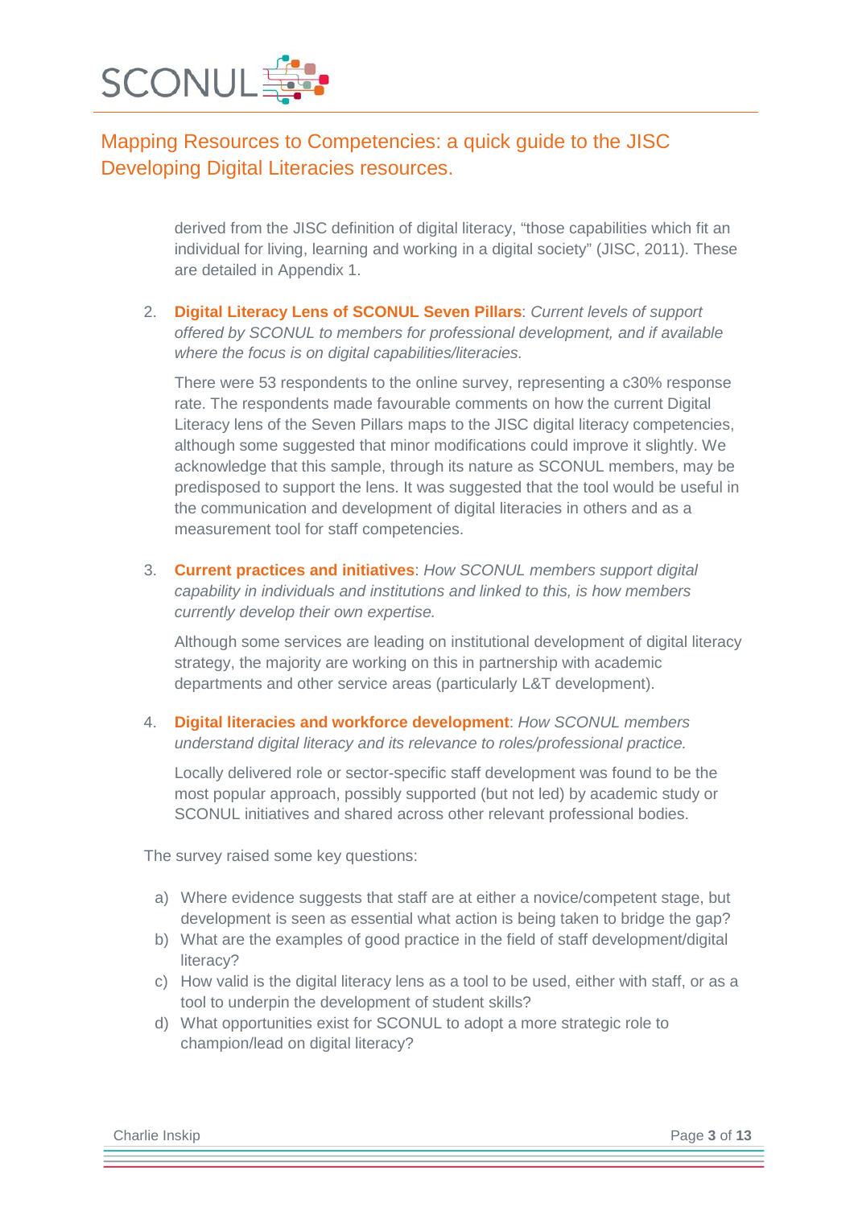derived from the JISC definition of digital literacy, "those capabilities which fit an individual for living, learning and working in a digital society" (JISC, 2011). These are detailed in Appendix 1.

2. **Digital Literacy Lens of SCONUL Seven Pillars**: *Current levels of support offered by SCONUL to members for professional development, and if available where the focus is on digital capabilities/literacies.*

   There were 53 respondents to the online survey, representing a c30% response rate. The respondents made favourable comments on how the current Digital Literacy lens of the Seven Pillars maps to the JISC digital literacy competencies, although some suggested that minor modifications could improve it slightly. We acknowledge that this sample, through its nature as SCONUL members, may be predisposed to support the lens. It was suggested that the tool would be useful in the communication and development of digital literacies in others and as a measurement tool for staff competencies.

3. **Current practices and initiatives**: *How SCONUL members support digital capability in individuals and institutions and linked to this, is how members currently develop their own expertise.*

   Although some services are leading on institutional development of digital literacy strategy, the majority are working on this in partnership with academic departments and other service areas (particularly L&T development).

4. **Digital literacies and workforce development**: *How SCONUL members understand digital literacy and its relevance to roles/professional practice.*

   Locally delivered role or sector-specific staff development was found to be the most popular approach, possibly supported (but not led) by academic study or SCONUL initiatives and shared across other relevant professional bodies.

The survey raised some key questions:

a) Where evidence suggests that staff are at either a novice/competent stage, but development is seen as essential what action is being taken to bridge the gap?
b) What are the examples of good practice in the field of staff development/digital literacy?
c) How valid is the digital literacy lens as a tool to be used, either with staff, or as a tool to underpin the development of student skills?
d) What opportunities exist for SCONUL to adopt a more strategic role to champion/lead on digital literacy?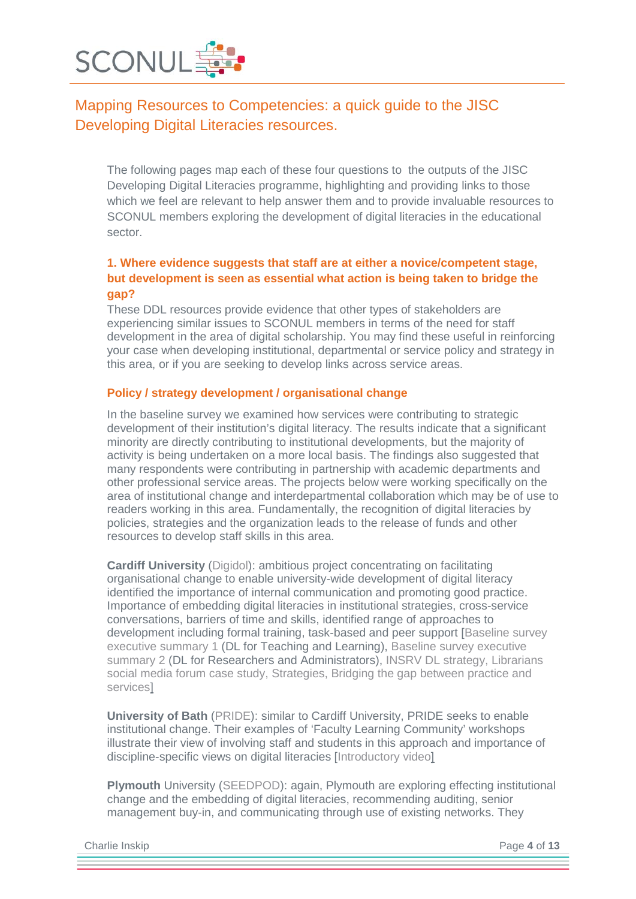## Mapping Resources to Competencies: a quick guide to the JISC Developing Digital Literacies resources.

The following pages map each of these four questions to the outputs of the JISC Developing Digital Literacies programme, highlighting and providing links to those which we feel are relevant to help answer them and to provide invaluable resources to SCONUL members exploring the development of digital literacies in the educational sector.

### 1. Where evidence suggests that staff are at either a novice/competent stage, but development is seen as essential what action is being taken to bridge the gap?

These DDL resources provide evidence that other types of stakeholders are experiencing similar issues to SCONUL members in terms of the need for staff development in the area of digital scholarship. You may find these useful in reinforcing your case when developing institutional, departmental or service policy and strategy in this area, or if you are seeking to develop links across service areas.

#### Policy / strategy development / organisational change

In the baseline survey we examined how services were contributing to strategic development of their institution's digital literacy. The results indicate that a significant minority are directly contributing to institutional developments, but the majority of activity is being undertaken on a more local basis. The findings also suggested that many respondents were contributing in partnership with academic departments and other professional service areas. The projects below were working specifically on the area of institutional change and interdepartmental collaboration which may be of use to readers working in this area. Fundamentally, the recognition of digital literacies by policies, strategies and the organization leads to the release of funds and other resources to develop staff skills in this area.

**Cardiff University** (Digidol): ambitious project concentrating on facilitating organisational change to enable university-wide development of digital literacy identified the importance of internal communication and promoting good practice. Importance of embedding digital literacies in institutional strategies, cross-service conversations, barriers of time and skills, identified range of approaches to development including formal training, task-based and peer support [Baseline survey executive summary 1 (DL for Teaching and Learning), Baseline survey executive summary 2 (DL for Researchers and Administrators), INSRV DL strategy, Librarians social media forum case study, Strategies, Bridging the gap between practice and services]

**University of Bath** (PRIDE): similar to Cardiff University, PRIDE seeks to enable institutional change. Their examples of 'Faculty Learning Community' workshops illustrate their view of involving staff and students in this approach and importance of discipline-specific views on digital literacies [Introductory video]

**Plymouth** University (SEEDPOD): again, Plymouth are exploring effecting institutional change and the embedding of digital literacies, recommending auditing, senior management buy-in, and communicating through use of existing networks. They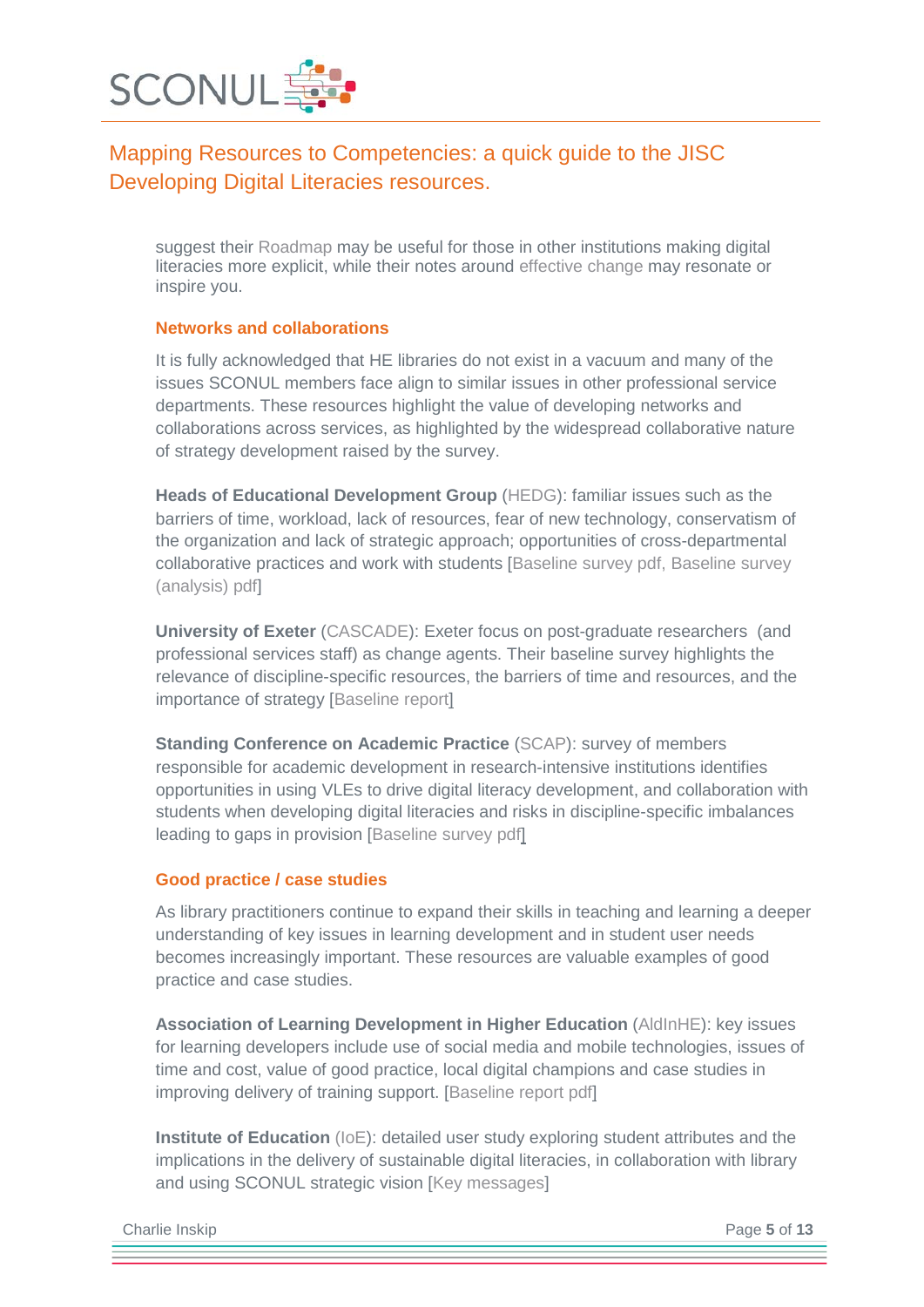suggest their Roadmap may be useful for those in other institutions making digital literacies more explicit, while their notes around effective change may resonate or inspire you.

### Networks and collaborations

It is fully acknowledged that HE libraries do not exist in a vacuum and many of the issues SCONUL members face align to similar issues in other professional service departments. These resources highlight the value of developing networks and collaborations across services, as highlighted by the widespread collaborative nature of strategy development raised by the survey.

**Heads of Educational Development Group** (HEDG): familiar issues such as the barriers of time, workload, lack of resources, fear of new technology, conservatism of the organization and lack of strategic approach; opportunities of cross-departmental collaborative practices and work with students [Baseline survey pdf, Baseline survey (analysis) pdf]

**University of Exeter** (CASCADE): Exeter focus on post-graduate researchers (and professional services staff) as change agents. Their baseline survey highlights the relevance of discipline-specific resources, the barriers of time and resources, and the importance of strategy [Baseline report]

**Standing Conference on Academic Practice** (SCAP): survey of members responsible for academic development in research-intensive institutions identifies opportunities in using VLEs to drive digital literacy development, and collaboration with students when developing digital literacies and risks in discipline-specific imbalances leading to gaps in provision [Baseline survey pdf]

### Good practice / case studies

As library practitioners continue to expand their skills in teaching and learning a deeper understanding of key issues in learning development and in student user needs becomes increasingly important. These resources are valuable examples of good practice and case studies.

**Association of Learning Development in Higher Education** (AldInHE): key issues for learning developers include use of social media and mobile technologies, issues of time and cost, value of good practice, local digital champions and case studies in improving delivery of training support. [Baseline report pdf]

**Institute of Education** (IoE): detailed user study exploring student attributes and the implications in the delivery of sustainable digital literacies, in collaboration with library and using SCONUL strategic vision [Key messages]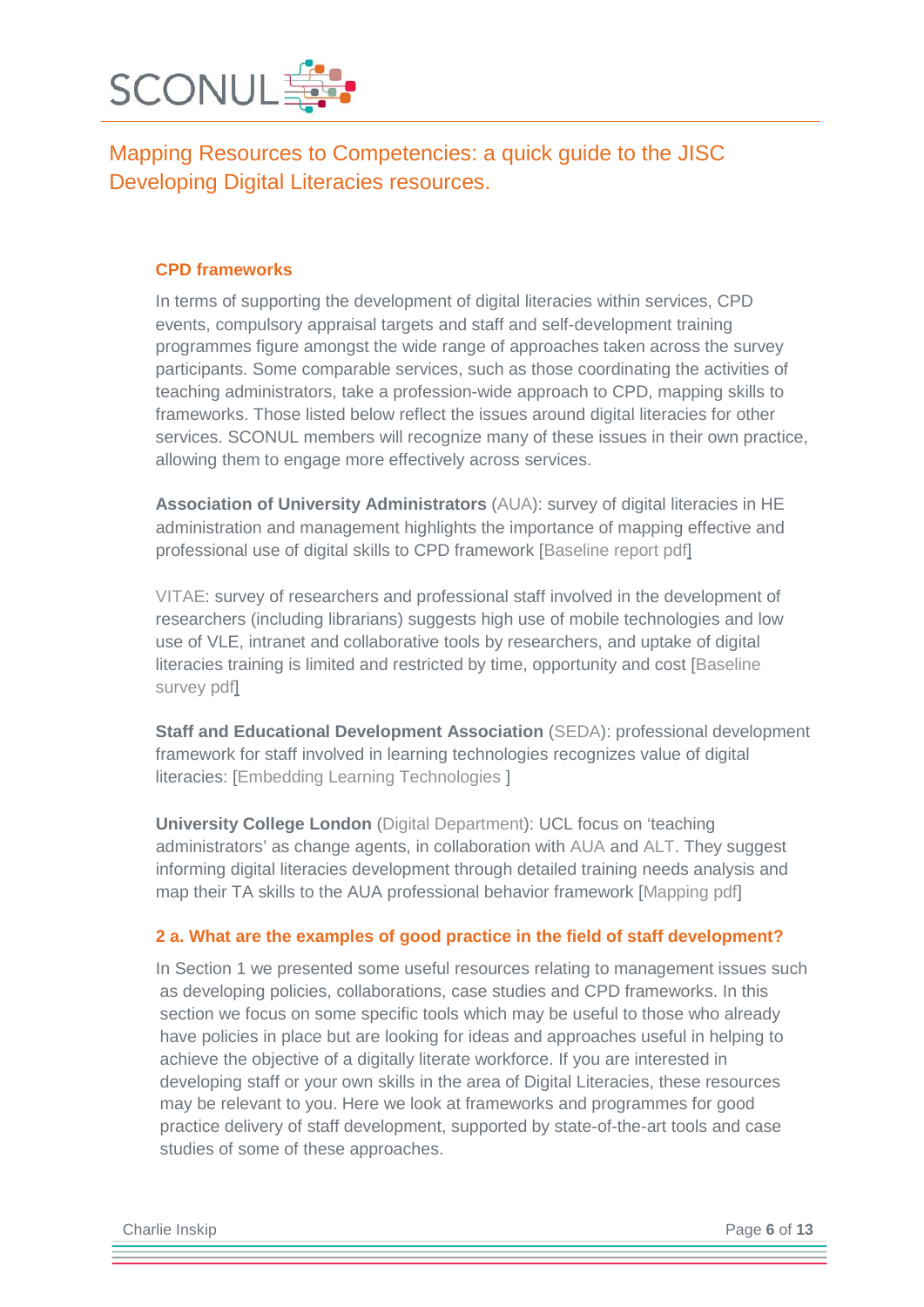## CPD frameworks

In terms of supporting the development of digital literacies within services, CPD events, compulsory appraisal targets and staff and self-development training programmes figure amongst the wide range of approaches taken across the survey participants. Some comparable services, such as those coordinating the activities of teaching administrators, take a profession-wide approach to CPD, mapping skills to frameworks. Those listed below reflect the issues around digital literacies for other services. SCONUL members will recognize many of these issues in their own practice, allowing them to engage more effectively across services.

**Association of University Administrators** (AUA): survey of digital literacies in HE administration and management highlights the importance of mapping effective and professional use of digital skills to CPD framework [Baseline report pdf]

VITAE: survey of researchers and professional staff involved in the development of researchers (including librarians) suggests high use of mobile technologies and low use of VLE, intranet and collaborative tools by researchers, and uptake of digital literacies training is limited and restricted by time, opportunity and cost [Baseline survey pdf]

**Staff and Educational Development Association** (SEDA): professional development framework for staff involved in learning technologies recognizes value of digital literacies: [Embedding Learning Technologies ]

**University College London** (Digital Department): UCL focus on 'teaching administrators' as change agents, in collaboration with AUA and ALT. They suggest informing digital literacies development through detailed training needs analysis and map their TA skills to the AUA professional behavior framework [Mapping pdf]

## 2 a. What are the examples of good practice in the field of staff development?

In Section 1 we presented some useful resources relating to management issues such as developing policies, collaborations, case studies and CPD frameworks. In this section we focus on some specific tools which may be useful to those who already have policies in place but are looking for ideas and approaches useful in helping to achieve the objective of a digitally literate workforce. If you are interested in developing staff or your own skills in the area of Digital Literacies, these resources may be relevant to you. Here we look at frameworks and programmes for good practice delivery of staff development, supported by state-of-the-art tools and case studies of some of these approaches.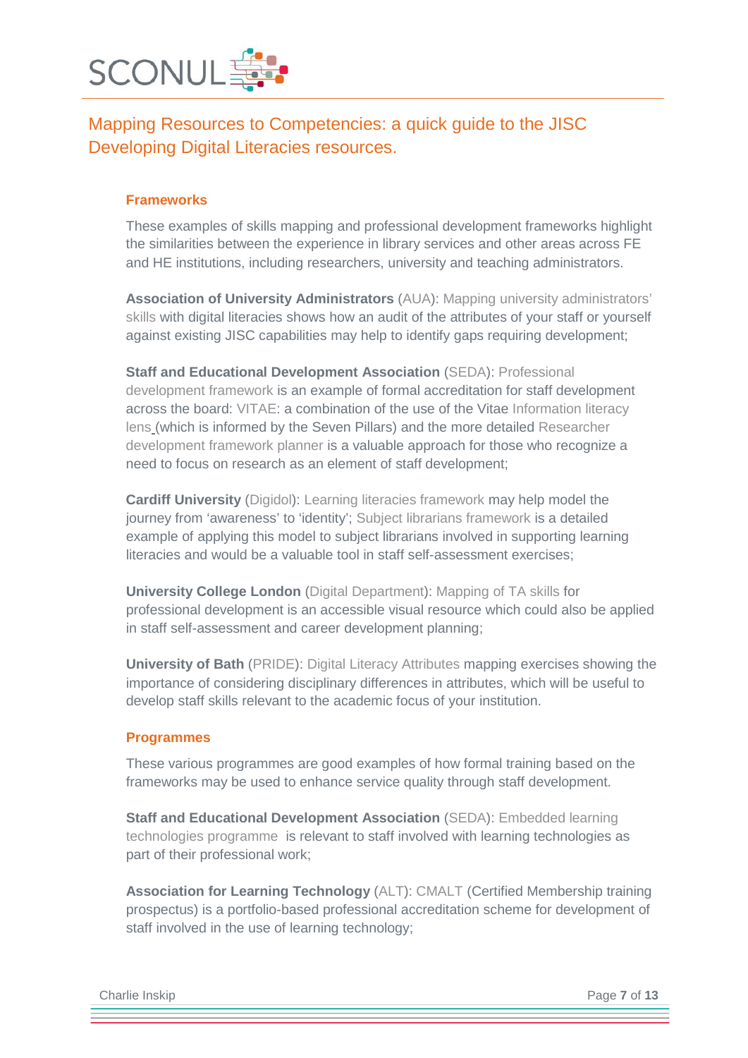# Mapping Resources to Competencies: a quick guide to the JISC Developing Digital Literacies resources.

### Frameworks

These examples of skills mapping and professional development frameworks highlight the similarities between the experience in library services and other areas across FE and HE institutions, including researchers, university and teaching administrators.

**Association of University Administrators** (AUA): Mapping university administrators' skills with digital literacies shows how an audit of the attributes of your staff or yourself against existing JISC capabilities may help to identify gaps requiring development;

**Staff and Educational Development Association** (SEDA): Professional development framework is an example of formal accreditation for staff development across the board: VITAE: a combination of the use of the Vitae Information literacy lens (which is informed by the Seven Pillars) and the more detailed Researcher development framework planner is a valuable approach for those who recognize a need to focus on research as an element of staff development;

**Cardiff University** (Digidol): Learning literacies framework may help model the journey from 'awareness' to 'identity'; Subject librarians framework is a detailed example of applying this model to subject librarians involved in supporting learning literacies and would be a valuable tool in staff self-assessment exercises;

**University College London** (Digital Department): Mapping of TA skills for professional development is an accessible visual resource which could also be applied in staff self-assessment and career development planning;

**University of Bath** (PRIDE): Digital Literacy Attributes mapping exercises showing the importance of considering disciplinary differences in attributes, which will be useful to develop staff skills relevant to the academic focus of your institution.

### Programmes

These various programmes are good examples of how formal training based on the frameworks may be used to enhance service quality through staff development.

**Staff and Educational Development Association** (SEDA): Embedded learning technologies programme is relevant to staff involved with learning technologies as part of their professional work;

**Association for Learning Technology** (ALT): CMALT (Certified Membership training prospectus) is a portfolio-based professional accreditation scheme for development of staff involved in the use of learning technology;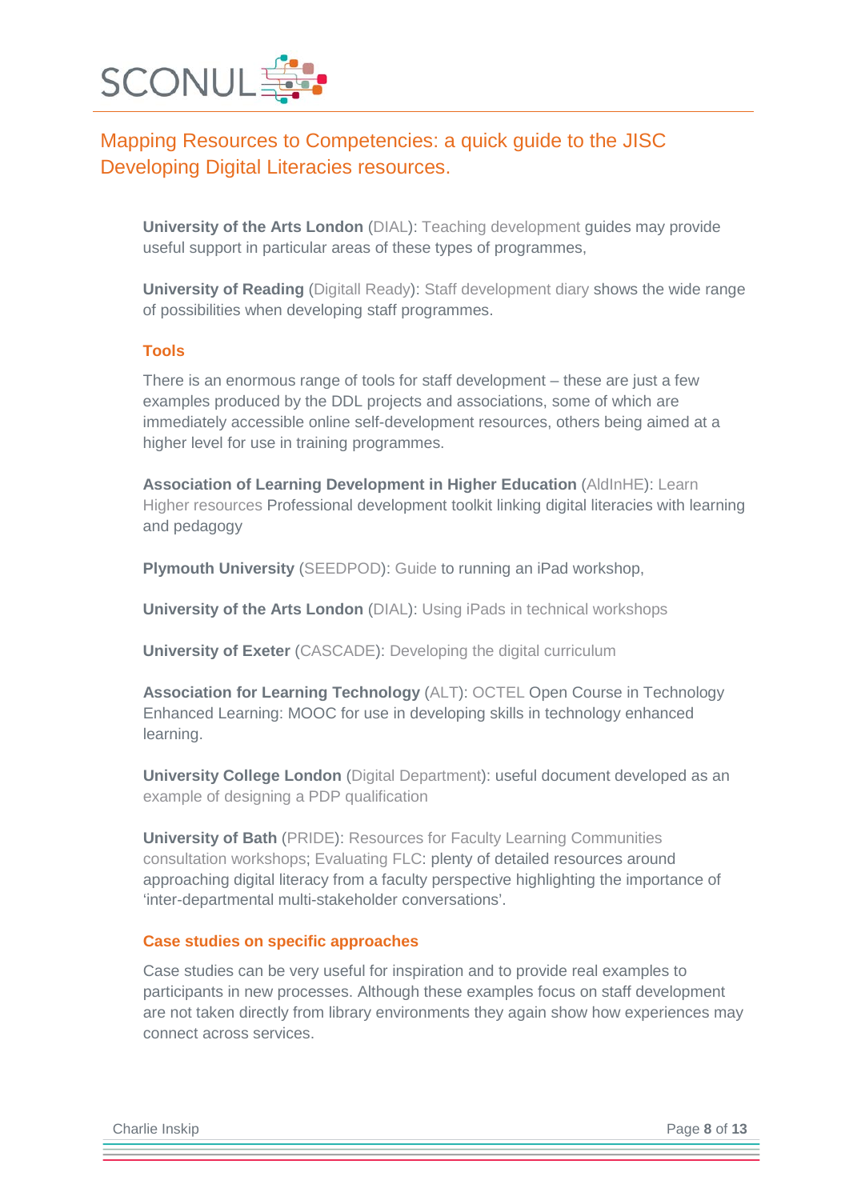# Mapping Resources to Competencies: a quick guide to the JISC Developing Digital Literacies resources.

**University of the Arts London** (DIAL): Teaching development guides may provide useful support in particular areas of these types of programmes,

**University of Reading** (Digitall Ready): Staff development diary shows the wide range of possibilities when developing staff programmes.

### Tools

There is an enormous range of tools for staff development – these are just a few examples produced by the DDL projects and associations, some of which are immediately accessible online self-development resources, others being aimed at a higher level for use in training programmes.

**Association of Learning Development in Higher Education** (AldInHE): Learn Higher resources Professional development toolkit linking digital literacies with learning and pedagogy

**Plymouth University** (SEEDPOD): Guide to running an iPad workshop,

**University of the Arts London** (DIAL): Using iPads in technical workshops

**University of Exeter** (CASCADE): Developing the digital curriculum

**Association for Learning Technology** (ALT): OCTEL Open Course in Technology Enhanced Learning: MOOC for use in developing skills in technology enhanced learning.

**University College London** (Digital Department): useful document developed as an example of designing a PDP qualification

**University of Bath** (PRIDE): Resources for Faculty Learning Communities consultation workshops; Evaluating FLC: plenty of detailed resources around approaching digital literacy from a faculty perspective highlighting the importance of 'inter-departmental multi-stakeholder conversations'.

### Case studies on specific approaches

Case studies can be very useful for inspiration and to provide real examples to participants in new processes. Although these examples focus on staff development are not taken directly from library environments they again show how experiences may connect across services.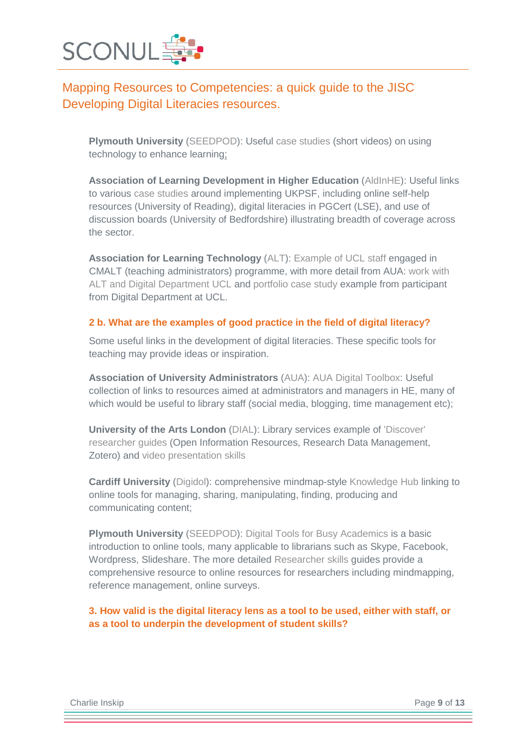# Mapping Resources to Competencies: a quick guide to the JISC Developing Digital Literacies resources.

**Plymouth University** (SEEDPOD): Useful case studies (short videos) on using technology to enhance learning;

**Association of Learning Development in Higher Education** (AldInHE): Useful links to various case studies around implementing UKPSF, including online self-help resources (University of Reading), digital literacies in PGCert (LSE), and use of discussion boards (University of Bedfordshire) illustrating breadth of coverage across the sector.

**Association for Learning Technology** (ALT): Example of UCL staff engaged in CMALT (teaching administrators) programme, with more detail from AUA: work with ALT and Digital Department UCL and portfolio case study example from participant from Digital Department at UCL.

**2 b. What are the examples of good practice in the field of digital literacy?**

Some useful links in the development of digital literacies. These specific tools for teaching may provide ideas or inspiration.

**Association of University Administrators** (AUA): AUA Digital Toolbox: Useful collection of links to resources aimed at administrators and managers in HE, many of which would be useful to library staff (social media, blogging, time management etc);

**University of the Arts London** (DIAL): Library services example of 'Discover' researcher guides (Open Information Resources, Research Data Management, Zotero) and video presentation skills

**Cardiff University** (Digidol): comprehensive mindmap-style Knowledge Hub linking to online tools for managing, sharing, manipulating, finding, producing and communicating content;

**Plymouth University** (SEEDPOD): Digital Tools for Busy Academics is a basic introduction to online tools, many applicable to librarians such as Skype, Facebook, Wordpress, Slideshare. The more detailed Researcher skills guides provide a comprehensive resource to online resources for researchers including mindmapping, reference management, online surveys.

**3. How valid is the digital literacy lens as a tool to be used, either with staff, or as a tool to underpin the development of student skills?**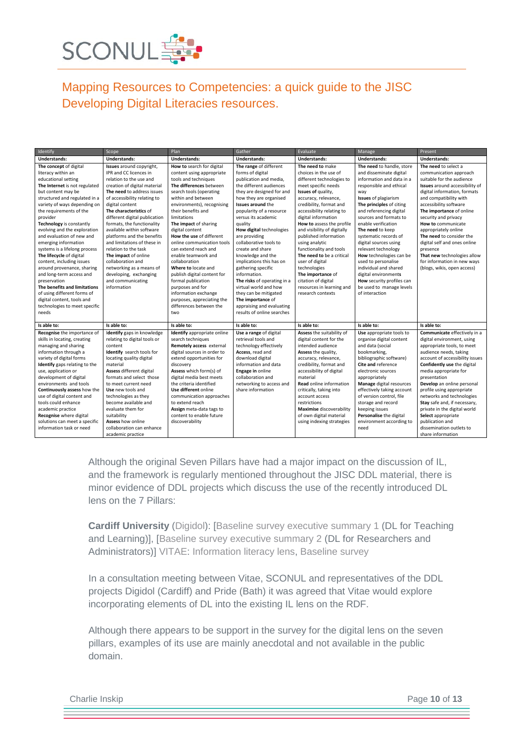SCONUL

## Mapping Resources to Competencies: a quick guide to the JISC Developing Digital Literacies resources.

| Identify | Scope | Plan | Gather | Evaluate | Manage | Present |
|---|---|---|---|---|---|---|
| **Understands:** | **Understands:** | **Understands:** | **Understands:** | **Understands:** | **Understands:** | **Understands:** |
| **The concept** of digital literacy within an educational setting<br>**The Internet** is not regulated but content may be structured and regulated in a variety of ways depending on the requirements of the provider<br>**Technology** is constantly evolving and the exploration and evaluation of new and emerging information systems is a lifelong process<br>**The lifecycle** of digital content, including issues around provenance, sharing and long-term access and preservation<br>**The benefits and limitations** of using different forms of digital content, tools and technologies to meet specific needs | **Issues** around copyright, IPR and CC licences in relation to the use and creation of digital material<br>**The need** to address issues of accessibility relating to digital content<br>**The characteristics** of different digital publication formats, the functionality available within software platforms and the benefits and limitations of these in relation to the task<br>**The impact** of online collaboration and networking as a means of developing, exchanging and communicating information | **How to** search for digital content using appropriate tools and techniques<br>**The differences** between search tools (operating within and between environments), recognising their benefits and limitations<br>**The impact** of sharing digital content<br>**How the use** of different online communication tools can extend reach and enable teamwork and collaboration<br>**Where to** locate and publish digital content for formal publication purposes and for information exchange purposes, appreciating the differences between the two | **The range** of different forms of digital publication and media, the different audiences they are designed for and how they are organised<br>**Issues around** the popularity of a resource versus its academic quality<br>**How digital** technologies are providing collaborative tools to create and share knowledge and the implications this has on gathering specific information.<br>**The risks** of operating in a virtual world and how they can be mitigated<br>**The importance** of appraising and evaluating results of online searches | **The need** to make choices in the use of different technologies to meet specific needs<br>**Issues of** quality, accuracy, relevance, credibility, format and accessibility relating to digital information<br>**How to** assess the profile and visibility of digitally published information using analytic functionality and tools<br>**The need** to be a critical user of digital technologies<br>**The importance** of citation of digital resources in learning and research contexts | **The need** to handle, store and disseminate digital information and data in a responsible and ethical way<br>**Issues** of plagiarism<br>**The principles** of citing and referencing digital sources and formats to enable verification<br>**The need** to keep systematic records of digital sources using relevant technology<br>**How** technologies can be used to personalise individual and shared digital environments<br>**How** security profiles can be used to manage levels of interaction | **The need** to select a communication approach suitable for the audience<br>**Issues** around accessibility of digital information, formats and compatibility with accessibility software<br>**The importance** of online security and privacy<br>**How to** communicate appropriately online<br>**The need** to consider the digital self and ones online presence<br>**That new** technologies allow for information in new ways (blogs, wikis, open access) |
| **Is able to:** | **Is able to:** | **Is able to:** | **Is able to:** | **Is able to:** | **Is able to:** | **Is able to:** |
| **Recognise** the importance of skills in locating, creating managing and sharing information through a variety of digital forms<br>**Identify** gaps relating to the use, application or development of digital environments and tools<br>**Continuously assess** how the use of digital content and tools could enhance academic practice<br>**Recognise** where digital solutions can meet a specific information task or need | **Identify** gaps in knowledge relating to digital tools or content<br>**Identify** search tools for locating quality digital material<br>**Assess** different digital formats and select those to meet current need<br>**Use** new tools and technologies as they become available and evaluate them for suitability<br>**Assess** how online collaboration can enhance academic practice | **Identify** appropriate online search techniques<br>**Remotely access** external digital sources in order to extend opportunities for discovery<br>**Assess** which form(s) of digital media best meets the criteria identified<br>**Use different** online communication approaches to extend reach<br>**Assign** meta-data tags to content to enable future discoverability | **Use a range** of digital retrieval tools and technology effectively<br>**Access**, read and download digital information and data<br>**Engage in** online collaboration and networking to access and share information | **Assess** the suitability of digital content for the intended audience<br>**Assess** the quality, accuracy, relevance, credibility, format and accessibility of digital material<br>**Read** online information critically, taking into account access restrictions<br>**Maximise** discoverability of own digital material using indexing strategies | **Use** appropriate tools to organise digital content and data (social bookmarking, bibliographic software)<br>**Cite and** reference electronic sources appropriately<br>**Manage** digital resources effectively taking account of version control, file storage and record keeping issues<br>**Personalise** the digital environment according to need | **Communicate** effectively in a digital environment, using appropriate tools, to meet audience needs, taking account of accessibility issues<br>**Confidently use** the digital media appropriate for presentation<br>**Develop** an online personal profile using appropriate networks and technologies<br>**Stay** safe and, if necessary, private in the digital world<br>**Select** appropriate publication and dissemination outlets to share information |

Although the original Seven Pillars have had a major impact on the discussion of IL, and the framework is regularly mentioned throughout the JISC DDL material, there is minor evidence of DDL projects which discuss the use of the recently introduced DL lens on the 7 Pillars:

**Cardiff University** (Digidol): [Baseline survey executive summary 1 (DL for Teaching and Learning)], [Baseline survey executive summary 2 (DL for Researchers and Administrators)] VITAE: Information literacy lens, Baseline survey

In a consultation meeting between Vitae, SCONUL and representatives of the DDL projects Digidol (Cardiff) and Pride (Bath) it was agreed that Vitae would explore incorporating elements of DL into the existing IL lens on the RDF.

Although there appears to be support in the survey for the digital lens on the seven pillars, examples of its use are mainly anecdotal and not available in the public domain.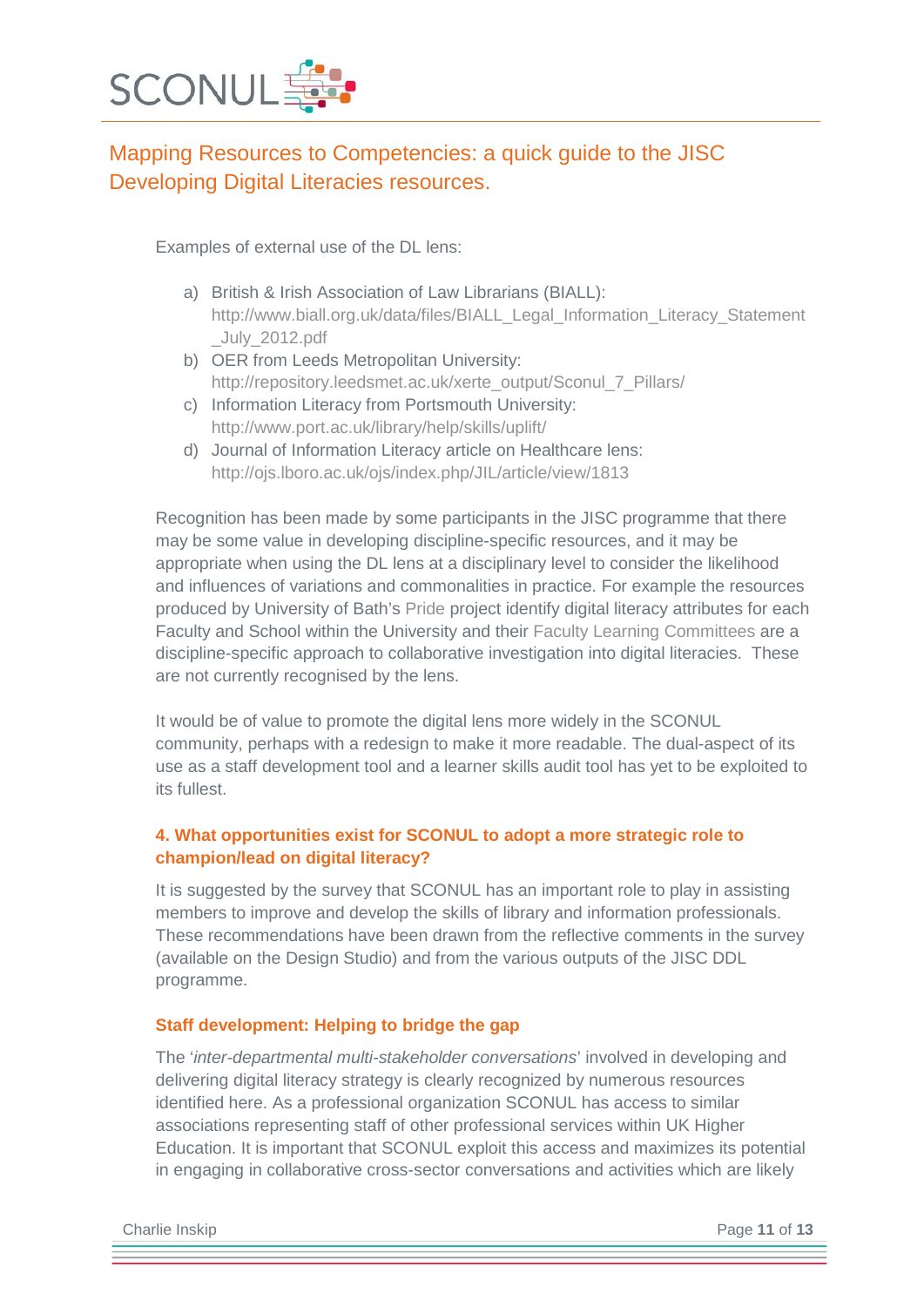Examples of external use of the DL lens:

a) British & Irish Association of Law Librarians (BIALL): http://www.biall.org.uk/data/files/BIALL_Legal_Information_Literacy_Statement_July_2012.pdf
b) OER from Leeds Metropolitan University: http://repository.leedsmet.ac.uk/xerte_output/Sconul_7_Pillars/
c) Information Literacy from Portsmouth University: http://www.port.ac.uk/library/help/skills/uplift/
d) Journal of Information Literacy article on Healthcare lens: http://ojs.lboro.ac.uk/ojs/index.php/JIL/article/view/1813

Recognition has been made by some participants in the JISC programme that there may be some value in developing discipline-specific resources, and it may be appropriate when using the DL lens at a disciplinary level to consider the likelihood and influences of variations and commonalities in practice. For example the resources produced by University of Bath's Pride project identify digital literacy attributes for each Faculty and School within the University and their Faculty Learning Committees are a discipline-specific approach to collaborative investigation into digital literacies. These are not currently recognised by the lens.

It would be of value to promote the digital lens more widely in the SCONUL community, perhaps with a redesign to make it more readable. The dual-aspect of its use as a staff development tool and a learner skills audit tool has yet to be exploited to its fullest.

### 4. What opportunities exist for SCONUL to adopt a more strategic role to champion/lead on digital literacy?

It is suggested by the survey that SCONUL has an important role to play in assisting members to improve and develop the skills of library and information professionals. These recommendations have been drawn from the reflective comments in the survey (available on the Design Studio) and from the various outputs of the JISC DDL programme.

#### Staff development: Helping to bridge the gap

The '*inter-departmental multi-stakeholder conversations*' involved in developing and delivering digital literacy strategy is clearly recognized by numerous resources identified here. As a professional organization SCONUL has access to similar associations representing staff of other professional services within UK Higher Education. It is important that SCONUL exploit this access and maximizes its potential in engaging in collaborative cross-sector conversations and activities which are likely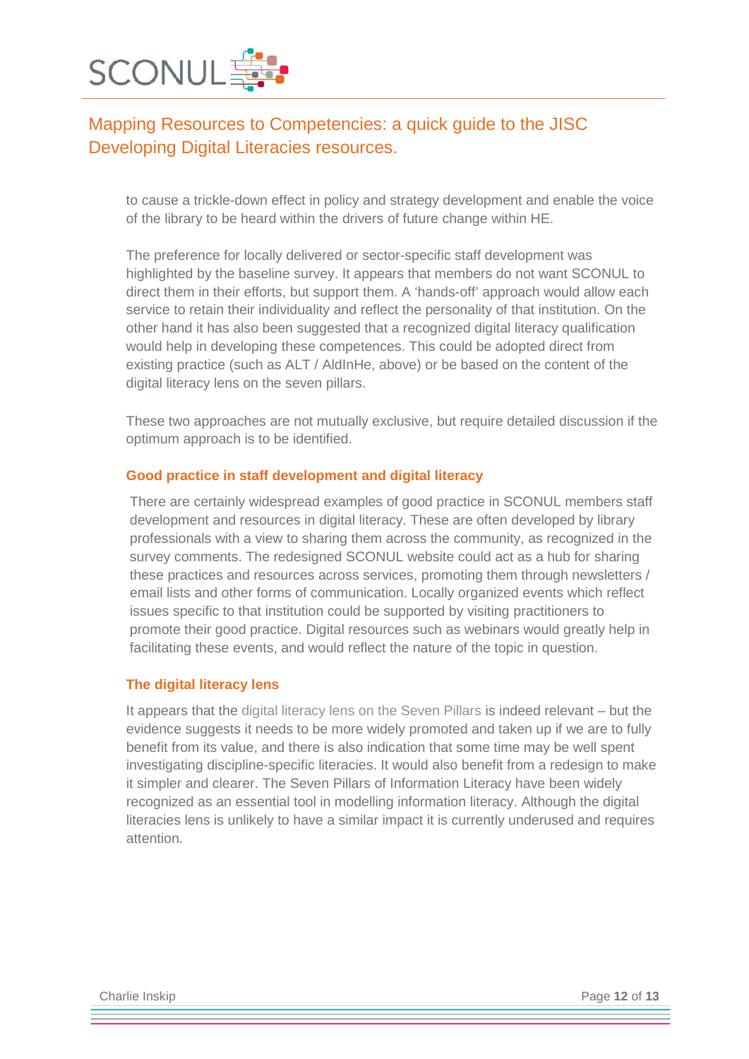to cause a trickle-down effect in policy and strategy development and enable the voice of the library to be heard within the drivers of future change within HE.

The preference for locally delivered or sector-specific staff development was highlighted by the baseline survey. It appears that members do not want SCONUL to direct them in their efforts, but support them. A 'hands-off' approach would allow each service to retain their individuality and reflect the personality of that institution. On the other hand it has also been suggested that a recognized digital literacy qualification would help in developing these competences. This could be adopted direct from existing practice (such as ALT / AldInHe, above) or be based on the content of the digital literacy lens on the seven pillars.

These two approaches are not mutually exclusive, but require detailed discussion if the optimum approach is to be identified.

### Good practice in staff development and digital literacy

There are certainly widespread examples of good practice in SCONUL members staff development and resources in digital literacy. These are often developed by library professionals with a view to sharing them across the community, as recognized in the survey comments. The redesigned SCONUL website could act as a hub for sharing these practices and resources across services, promoting them through newsletters / email lists and other forms of communication. Locally organized events which reflect issues specific to that institution could be supported by visiting practitioners to promote their good practice. Digital resources such as webinars would greatly help in facilitating these events, and would reflect the nature of the topic in question.

### The digital literacy lens

It appears that the digital literacy lens on the Seven Pillars is indeed relevant – but the evidence suggests it needs to be more widely promoted and taken up if we are to fully benefit from its value, and there is also indication that some time may be well spent investigating discipline-specific literacies. It would also benefit from a redesign to make it simpler and clearer. The Seven Pillars of Information Literacy have been widely recognized as an essential tool in modelling information literacy. Although the digital literacies lens is unlikely to have a similar impact it is currently underused and requires attention.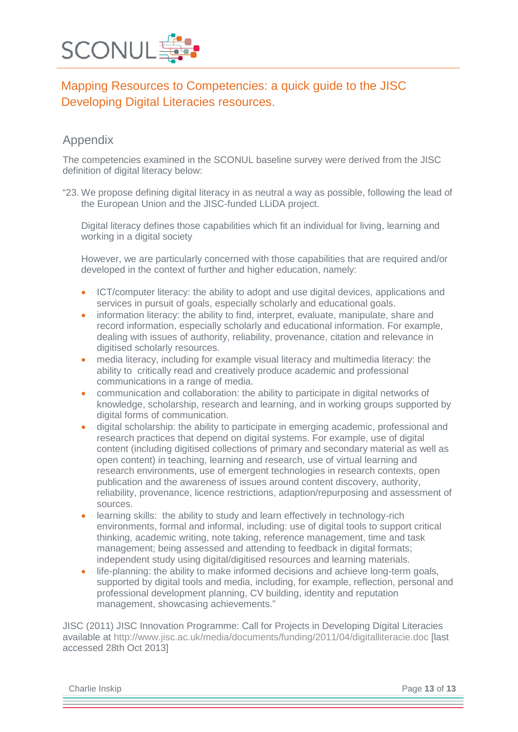# Mapping Resources to Competencies: a quick guide to the JISC Developing Digital Literacies resources.

## Appendix

The competencies examined in the SCONUL baseline survey were derived from the JISC definition of digital literacy below:

"23. We propose defining digital literacy in as neutral a way as possible, following the lead of the European Union and the JISC-funded LLiDA project.

Digital literacy defines those capabilities which fit an individual for living, learning and working in a digital society

However, we are particularly concerned with those capabilities that are required and/or developed in the context of further and higher education, namely:

- ICT/computer literacy: the ability to adopt and use digital devices, applications and services in pursuit of goals, especially scholarly and educational goals.
- information literacy: the ability to find, interpret, evaluate, manipulate, share and record information, especially scholarly and educational information. For example, dealing with issues of authority, reliability, provenance, citation and relevance in digitised scholarly resources.
- media literacy, including for example visual literacy and multimedia literacy: the ability to critically read and creatively produce academic and professional communications in a range of media.
- communication and collaboration: the ability to participate in digital networks of knowledge, scholarship, research and learning, and in working groups supported by digital forms of communication.
- digital scholarship: the ability to participate in emerging academic, professional and research practices that depend on digital systems. For example, use of digital content (including digitised collections of primary and secondary material as well as open content) in teaching, learning and research, use of virtual learning and research environments, use of emergent technologies in research contexts, open publication and the awareness of issues around content discovery, authority, reliability, provenance, licence restrictions, adaption/repurposing and assessment of sources.
- learning skills: the ability to study and learn effectively in technology-rich environments, formal and informal, including: use of digital tools to support critical thinking, academic writing, note taking, reference management, time and task management; being assessed and attending to feedback in digital formats; independent study using digital/digitised resources and learning materials.
- life-planning: the ability to make informed decisions and achieve long-term goals, supported by digital tools and media, including, for example, reflection, personal and professional development planning, CV building, identity and reputation management, showcasing achievements."

JISC (2011) JISC Innovation Programme: Call for Projects in Developing Digital Literacies available at http://www.jisc.ac.uk/media/documents/funding/2011/04/digitalliteracie.doc [last accessed 28th Oct 2013]